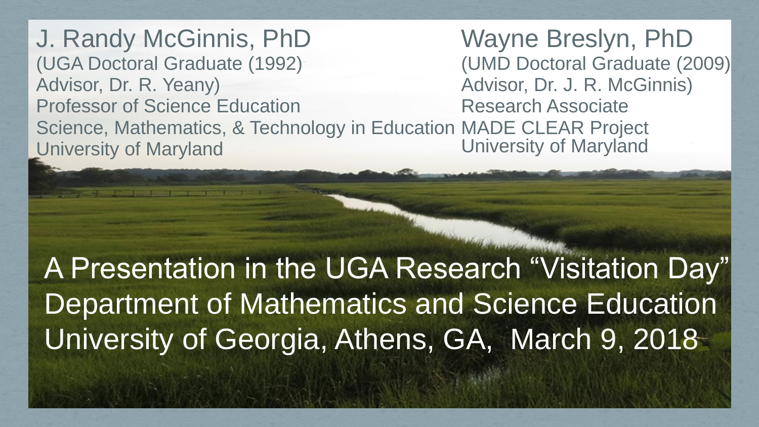J. Randy McGinnis, PhD
(UGA Doctoral Graduate (1992)
Advisor, Dr. R. Yeany)
Professor of Science Education
Science, Mathematics, & Technology in Education
University of Maryland

Wayne Breslyn, PhD
(UMD Doctoral Graduate (2009)
Advisor, Dr. J. R. McGinnis)
Research Associate
MADE CLEAR Project
University of Maryland

A Presentation in the UGA Research "Visitation Day"
Department of Mathematics and Science Education
University of Georgia, Athens, GA, March 9, 2018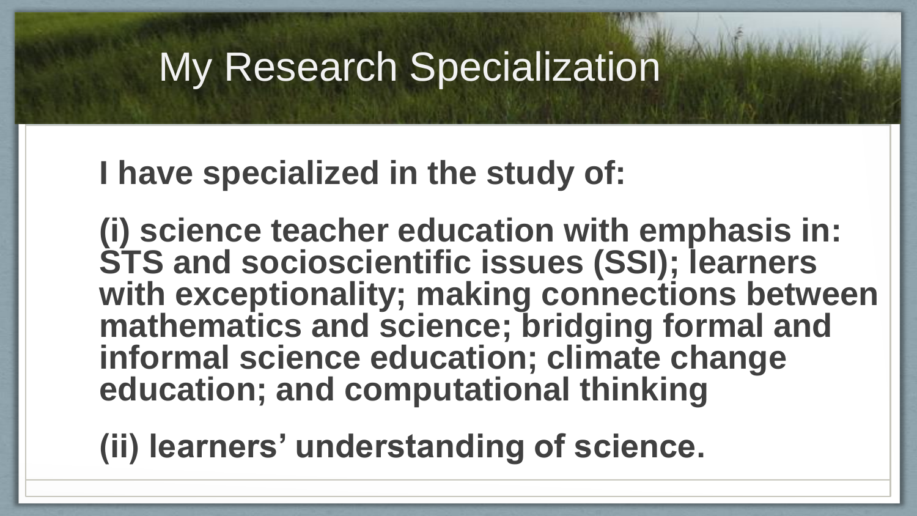# My Research Specialization

**I have specialized in the study of:**

**(i) science teacher education with emphasis in: STS and socioscientific issues (SSI); learners with exceptionality; making connections between mathematics and science; bridging formal and informal science education; climate change education; and computational thinking**

**(ii) learners' understanding of science.**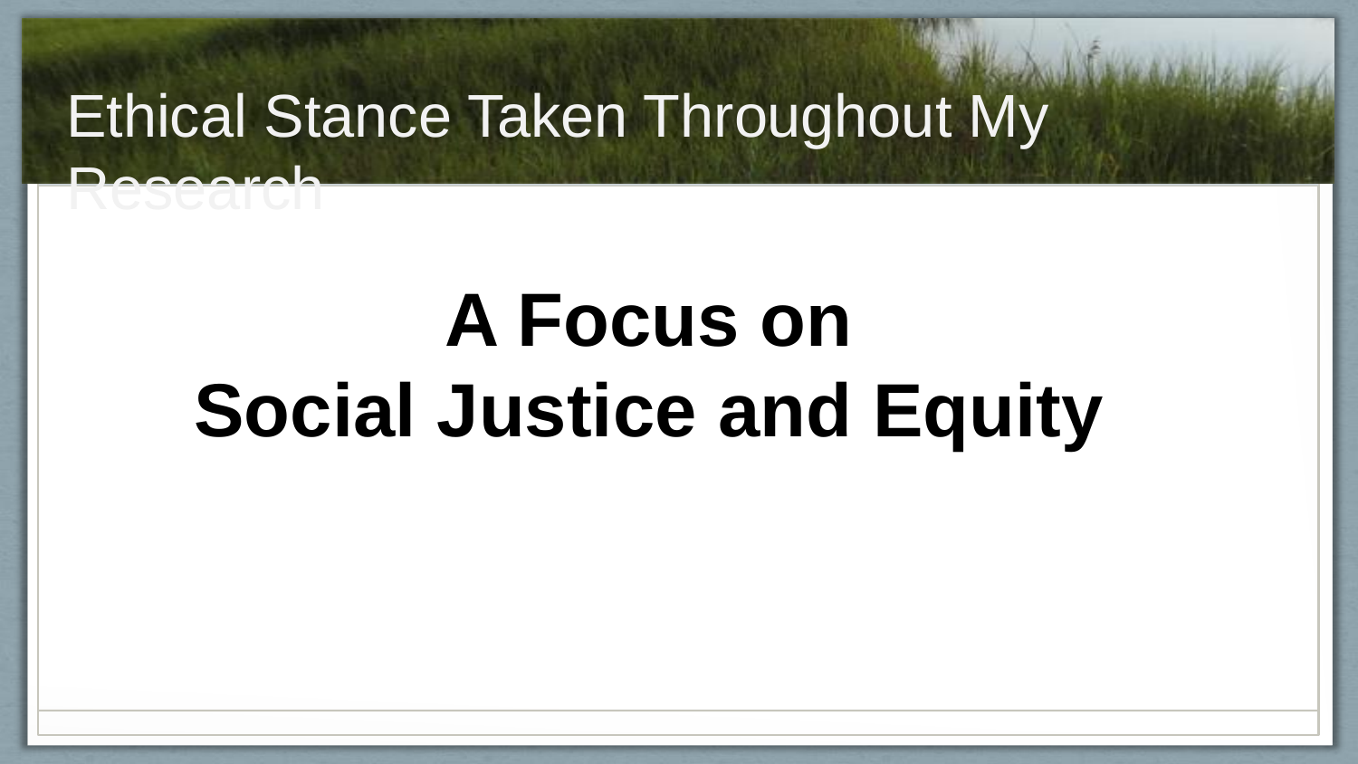# Ethical Stance Taken Throughout My Research

**A Focus on**
**Social Justice and Equity**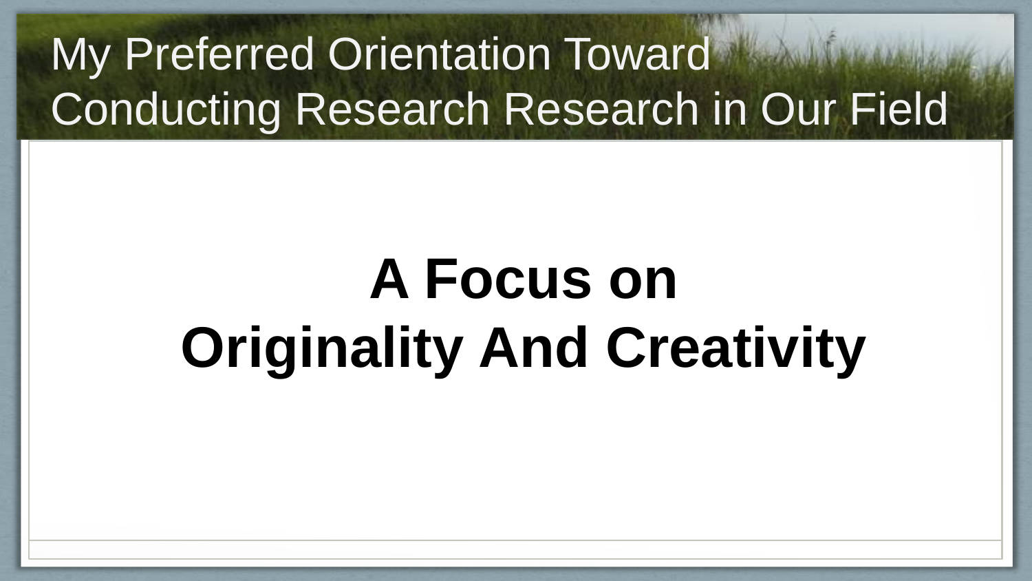# My Preferred Orientation Toward Conducting Research Research in Our Field

**A Focus on**
**Originality And Creativity**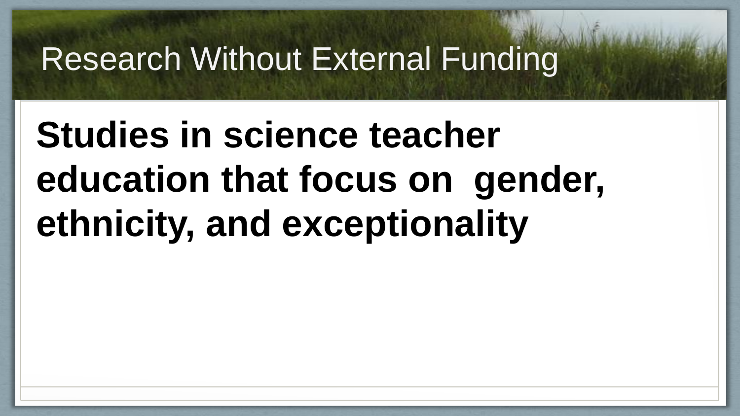# Research Without External Funding

**Studies in science teacher education that focus on gender, ethnicity, and exceptionality**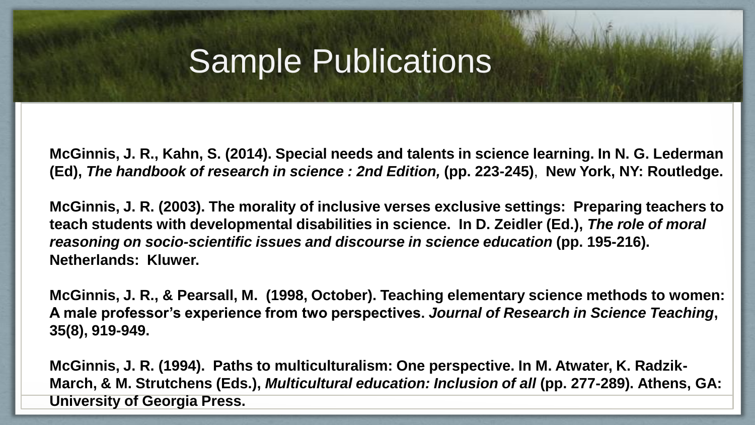# Sample Publications

**McGinnis, J. R., Kahn, S. (2014). Special needs and talents in science learning. In N. G. Lederman (Ed),** ***The handbook of research in science : 2nd Edition,*** **(pp. 223-245), New York, NY: Routledge.**

**McGinnis, J. R. (2003). The morality of inclusive verses exclusive settings: Preparing teachers to teach students with developmental disabilities in science. In D. Zeidler (Ed.),** ***The role of moral reasoning on socio-scientific issues and discourse in science education*** **(pp. 195-216). Netherlands: Kluwer.**

**McGinnis, J. R., & Pearsall, M. (1998, October). Teaching elementary science methods to women: A male professor's experience from two perspectives.** ***Journal of Research in Science Teaching*****, 35(8), 919-949.**

**McGinnis, J. R. (1994). Paths to multiculturalism: One perspective. In M. Atwater, K. Radzik-March, & M. Strutchens (Eds.),** ***Multicultural education: Inclusion of all*** **(pp. 277-289). Athens, GA: University of Georgia Press.**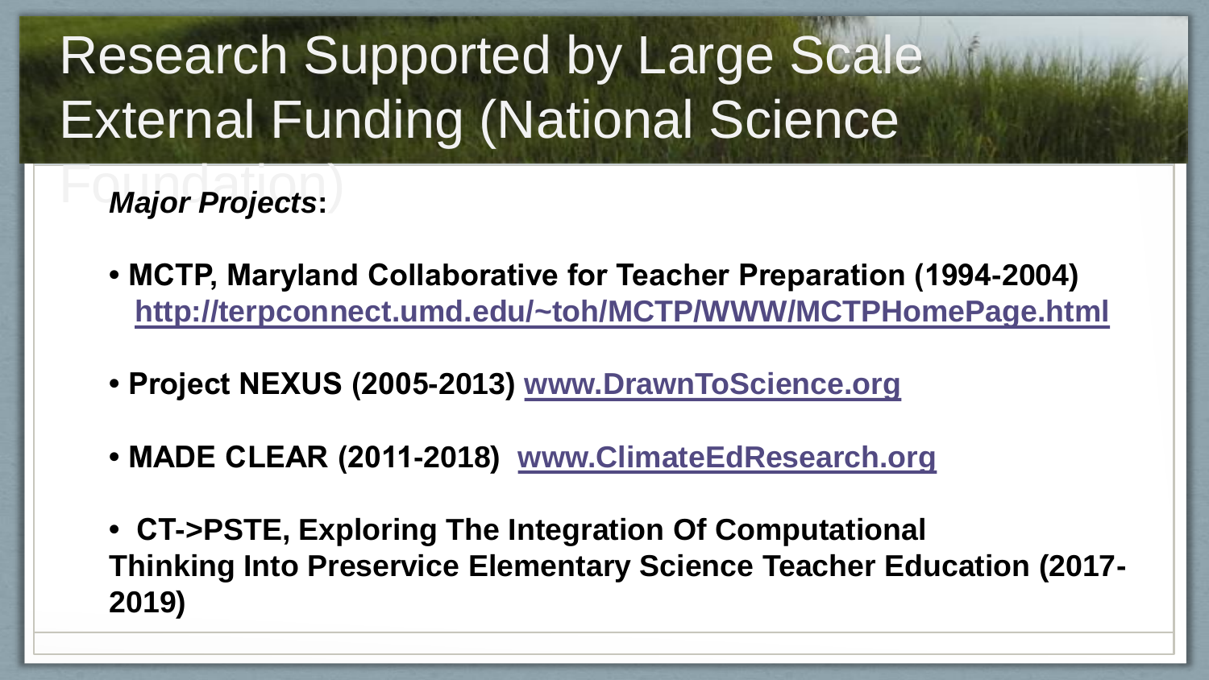# Research Supported by Large Scale External Funding (National Science Foundation)

***Major Projects*:**

- **MCTP, Maryland Collaborative for Teacher Preparation (1994-2004)** [**http://terpconnect.umd.edu/~toh/MCTP/WWW/MCTPHomePage.html**](http://terpconnect.umd.edu/~toh/MCTP/WWW/MCTPHomePage.html)
- **Project NEXUS (2005-2013)** [**www.DrawnToScience.org**](http://www.DrawnToScience.org)
- **MADE CLEAR (2011-2018)** [**www.ClimateEdResearch.org**](http://www.ClimateEdResearch.org)
- **CT->PSTE, Exploring The Integration Of Computational Thinking Into Preservice Elementary Science Teacher Education (2017-2019)**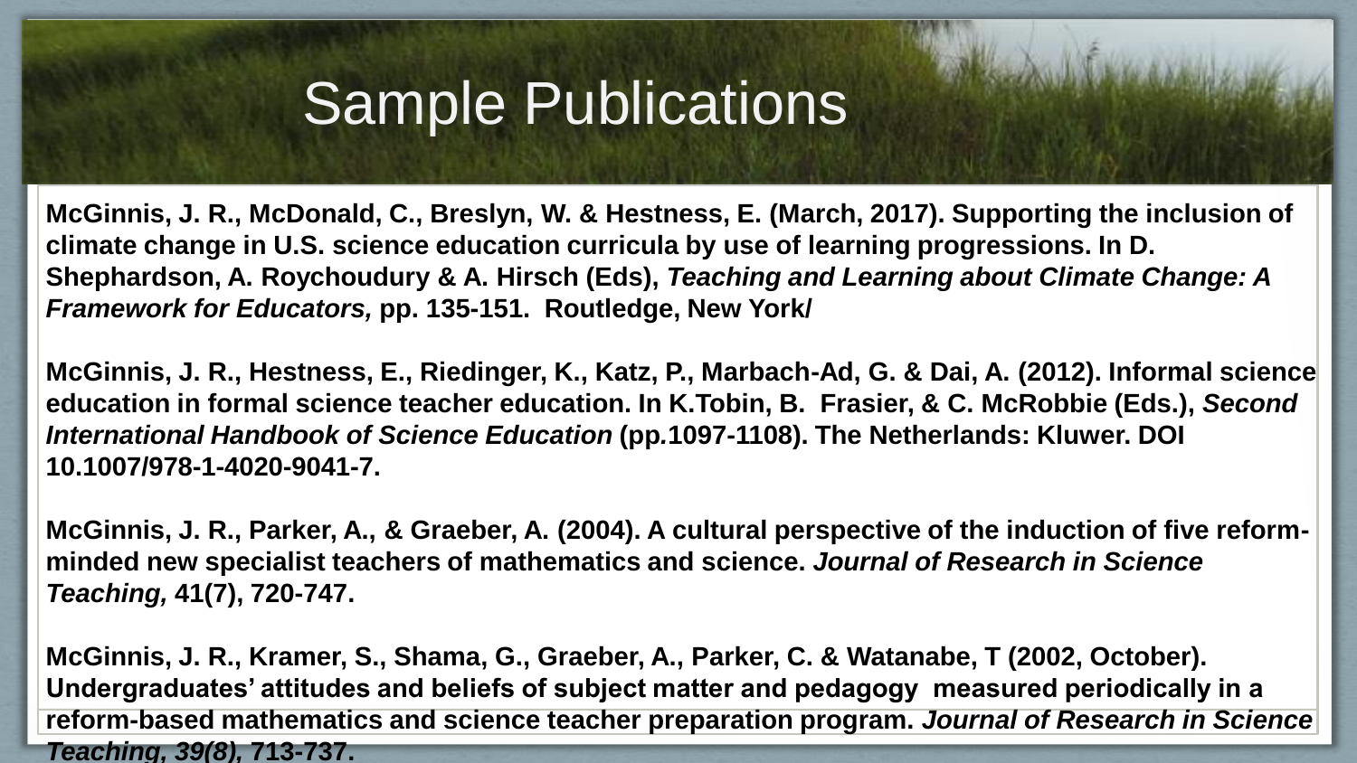# Sample Publications

**McGinnis, J. R., McDonald, C., Breslyn, W. & Hestness, E. (March, 2017). Supporting the inclusion of climate change in U.S. science education curricula by use of learning progressions. In D. Shephardson, A. Roychoudury & A. Hirsch (Eds), *Teaching and Learning about Climate Change: A Framework for Educators,* pp. 135-151. Routledge, New York/**

**McGinnis, J. R., Hestness, E., Riedinger, K., Katz, P., Marbach-Ad, G. & Dai, A. (2012). Informal science education in formal science teacher education. In K.Tobin, B. Frasier, & C. McRobbie (Eds.), *Second International Handbook of Science Education* (pp.1097-1108). The Netherlands: Kluwer. DOI 10.1007/978-1-4020-9041-7.**

**McGinnis, J. R., Parker, A., & Graeber, A. (2004). A cultural perspective of the induction of five reform-minded new specialist teachers of mathematics and science. *Journal of Research in Science Teaching,* 41(7), 720-747.**

**McGinnis, J. R., Kramer, S., Shama, G., Graeber, A., Parker, C. & Watanabe, T (2002, October). Undergraduates' attitudes and beliefs of subject matter and pedagogy measured periodically in a reform-based mathematics and science teacher preparation program. *Journal of Research in Science Teaching, 39(8),* 713-737.**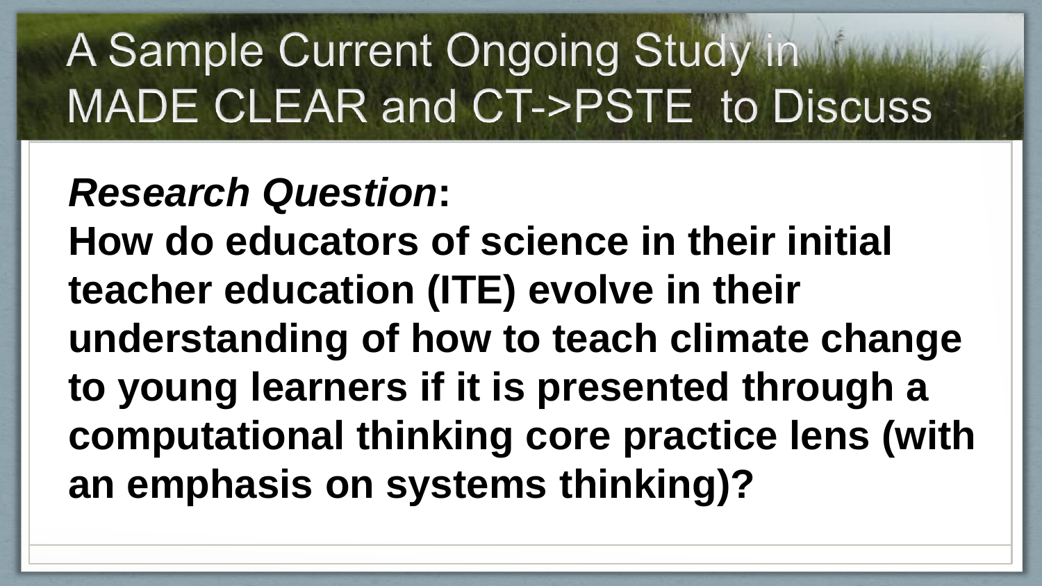# A Sample Current Ongoing Study in MADE CLEAR and CT->PSTE to Discuss

***Research Question*:**

**How do educators of science in their initial teacher education (ITE) evolve in their understanding of how to teach climate change to young learners if it is presented through a computational thinking core practice lens (with an emphasis on systems thinking)?**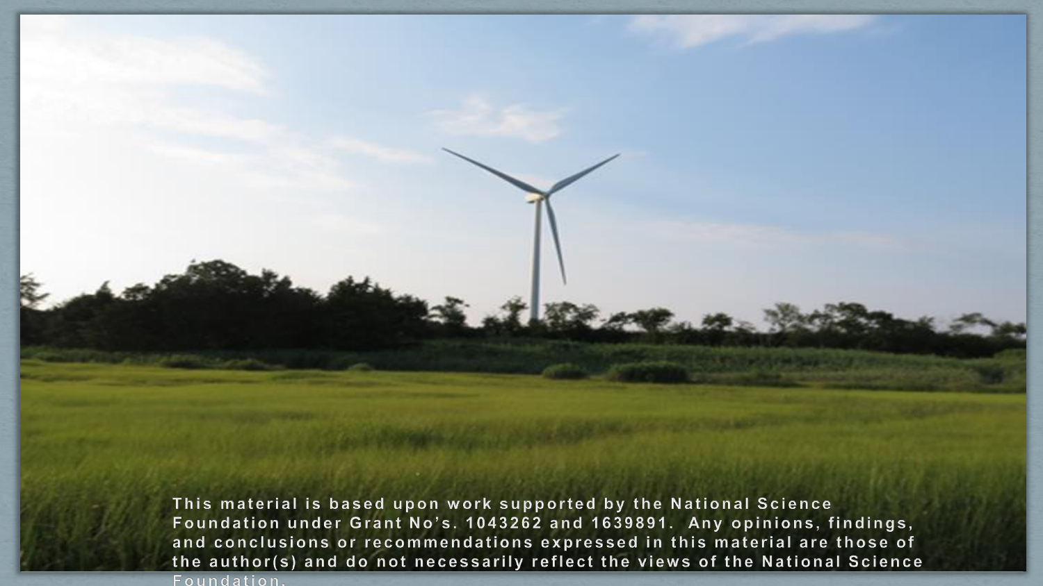This material is based upon work supported by the National Science Foundation under Grant No's. 1043262 and 1639891. Any opinions, findings, and conclusions or recommendations expressed in this material are those of the author(s) and do not necessarily reflect the views of the National Science Foundation.